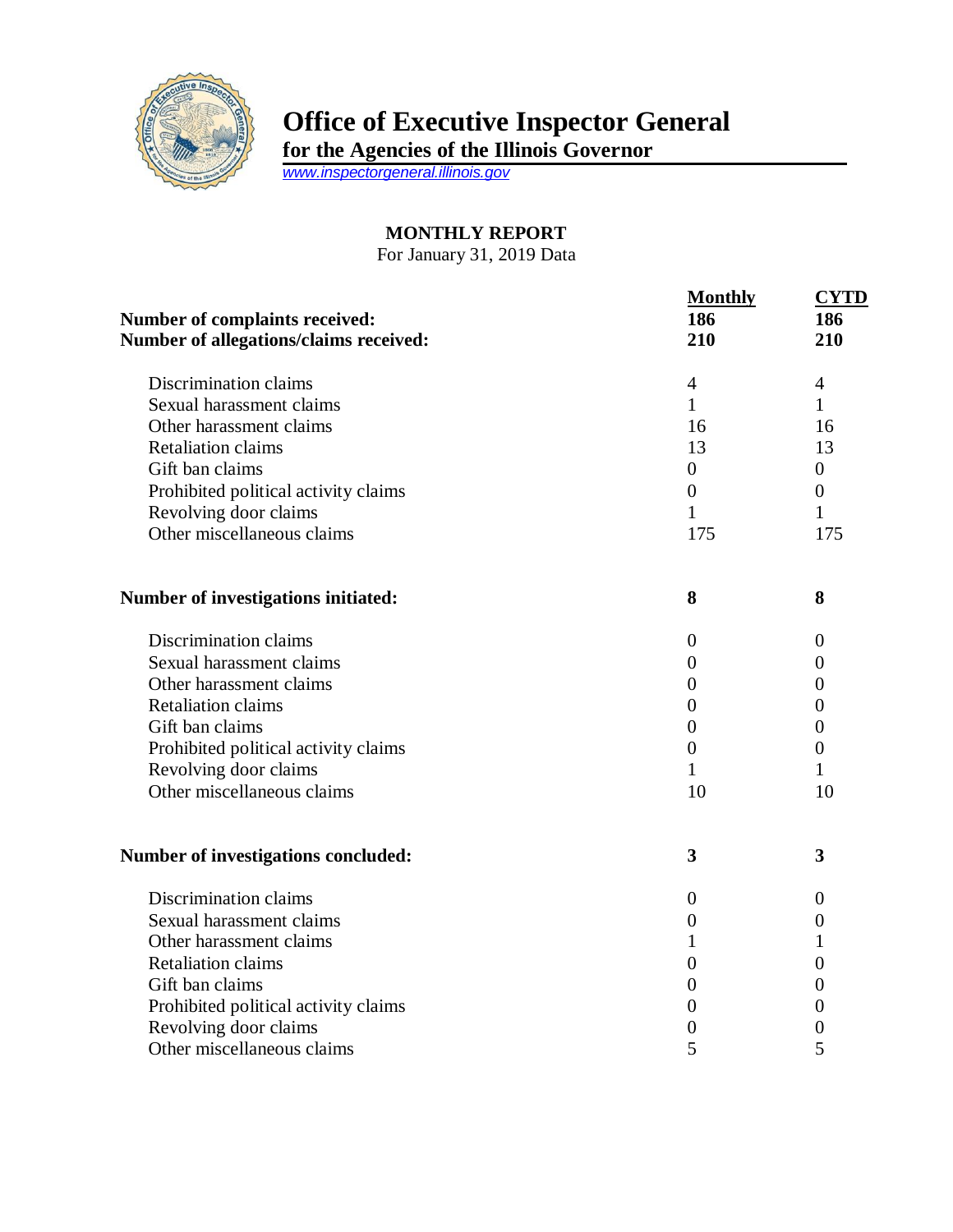# Office of Executive Inspector General

**for the Agencies of the Illinois Governor**

www.inspectorgeneral.illinois.gov

**MONTHLY REPORT**

For January 31, 2019 Data

| | Monthly | CYTD |
|---|---|---|
| **Number of complaints received:** | **186** | **186** |
| **Number of allegations/claims received:** | **210** | **210** |
| Discrimination claims | 4 | 4 |
| Sexual harassment claims | 1 | 1 |
| Other harassment claims | 16 | 16 |
| Retaliation claims | 13 | 13 |
| Gift ban claims | 0 | 0 |
| Prohibited political activity claims | 0 | 0 |
| Revolving door claims | 1 | 1 |
| Other miscellaneous claims | 175 | 175 |
| **Number of investigations initiated:** | **8** | **8** |
| Discrimination claims | 0 | 0 |
| Sexual harassment claims | 0 | 0 |
| Other harassment claims | 0 | 0 |
| Retaliation claims | 0 | 0 |
| Gift ban claims | 0 | 0 |
| Prohibited political activity claims | 0 | 0 |
| Revolving door claims | 1 | 1 |
| Other miscellaneous claims | 10 | 10 |
| **Number of investigations concluded:** | **3** | **3** |
| Discrimination claims | 0 | 0 |
| Sexual harassment claims | 0 | 0 |
| Other harassment claims | 1 | 1 |
| Retaliation claims | 0 | 0 |
| Gift ban claims | 0 | 0 |
| Prohibited political activity claims | 0 | 0 |
| Revolving door claims | 0 | 0 |
| Other miscellaneous claims | 5 | 5 |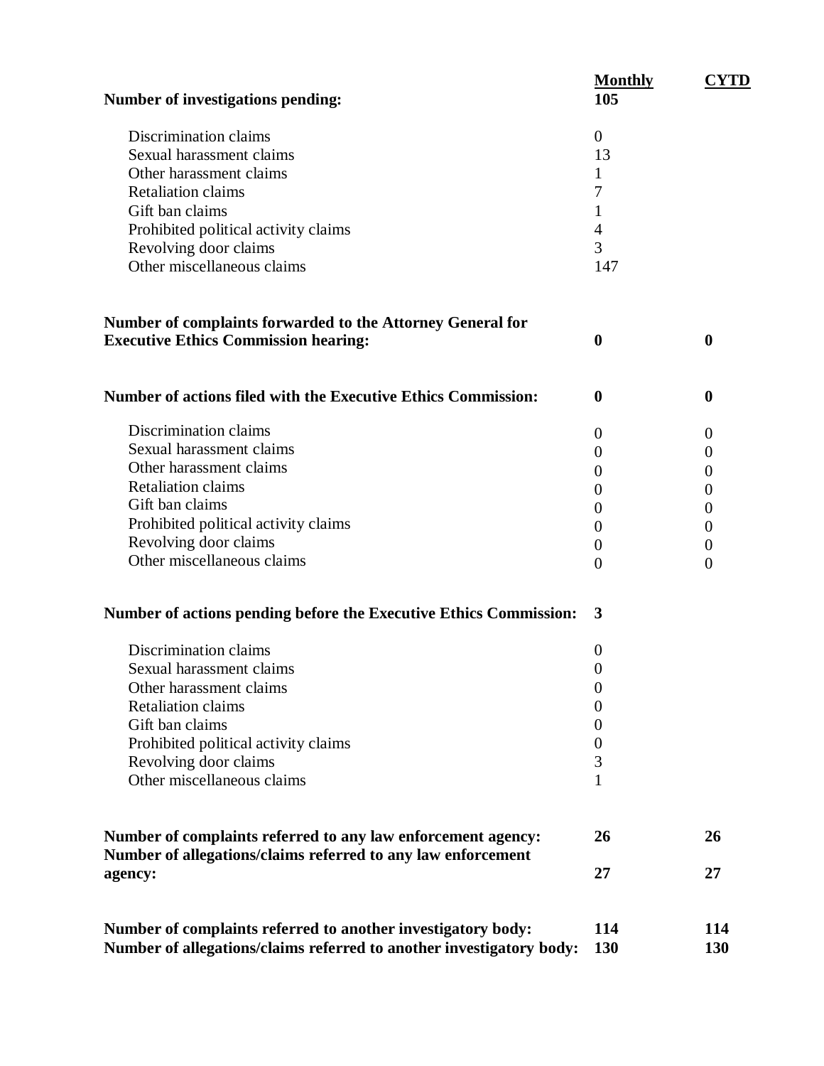| | Monthly | CYTD |
|---|---|---|
| **Number of investigations pending:** | **105** | |
| Discrimination claims | 0 | |
| Sexual harassment claims | 13 | |
| Other harassment claims | 1 | |
| Retaliation claims | 7 | |
| Gift ban claims | 1 | |
| Prohibited political activity claims | 4 | |
| Revolving door claims | 3 | |
| Other miscellaneous claims | 147 | |
| **Number of complaints forwarded to the Attorney General for Executive Ethics Commission hearing:** | **0** | **0** |
| **Number of actions filed with the Executive Ethics Commission:** | **0** | **0** |
| Discrimination claims | 0 | 0 |
| Sexual harassment claims | 0 | 0 |
| Other harassment claims | 0 | 0 |
| Retaliation claims | 0 | 0 |
| Gift ban claims | 0 | 0 |
| Prohibited political activity claims | 0 | 0 |
| Revolving door claims | 0 | 0 |
| Other miscellaneous claims | 0 | 0 |
| **Number of actions pending before the Executive Ethics Commission:** | **3** | |
| Discrimination claims | 0 | |
| Sexual harassment claims | 0 | |
| Other harassment claims | 0 | |
| Retaliation claims | 0 | |
| Gift ban claims | 0 | |
| Prohibited political activity claims | 0 | |
| Revolving door claims | 3 | |
| Other miscellaneous claims | 1 | |
| **Number of complaints referred to any law enforcement agency:** | **26** | **26** |
| **Number of allegations/claims referred to any law enforcement agency:** | **27** | **27** |
| **Number of complaints referred to another investigatory body:** | **114** | **114** |
| **Number of allegations/claims referred to another investigatory body:** | **130** | **130** |